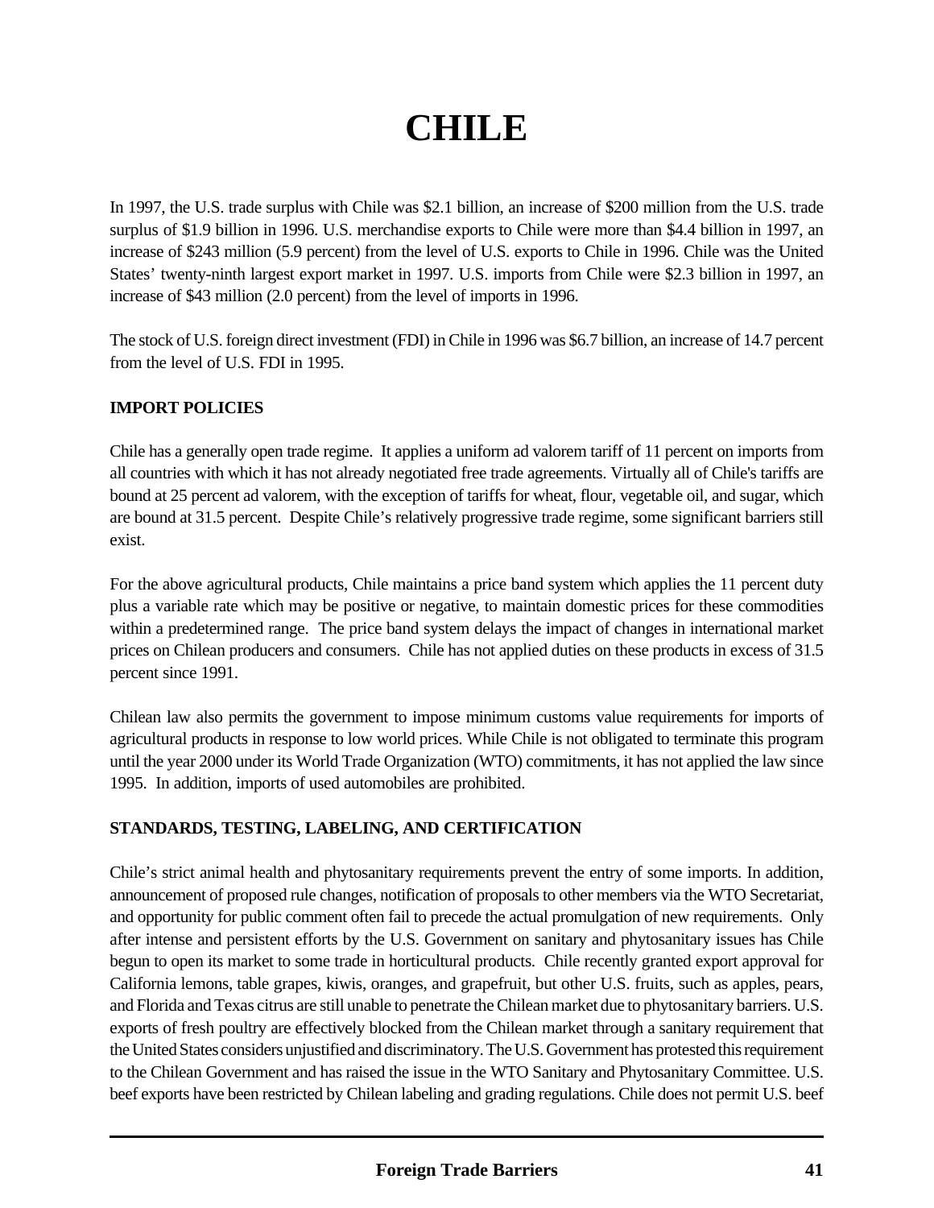# CHILE

In 1997, the U.S. trade surplus with Chile was $2.1 billion, an increase of $200 million from the U.S. trade surplus of $1.9 billion in 1996. U.S. merchandise exports to Chile were more than $4.4 billion in 1997, an increase of $243 million (5.9 percent) from the level of U.S. exports to Chile in 1996. Chile was the United States' twenty-ninth largest export market in 1997. U.S. imports from Chile were $2.3 billion in 1997, an increase of $43 million (2.0 percent) from the level of imports in 1996.

The stock of U.S. foreign direct investment (FDI) in Chile in 1996 was $6.7 billion, an increase of 14.7 percent from the level of U.S. FDI in 1995.

## IMPORT POLICIES

Chile has a generally open trade regime. It applies a uniform ad valorem tariff of 11 percent on imports from all countries with which it has not already negotiated free trade agreements. Virtually all of Chile's tariffs are bound at 25 percent ad valorem, with the exception of tariffs for wheat, flour, vegetable oil, and sugar, which are bound at 31.5 percent. Despite Chile's relatively progressive trade regime, some significant barriers still exist.

For the above agricultural products, Chile maintains a price band system which applies the 11 percent duty plus a variable rate which may be positive or negative, to maintain domestic prices for these commodities within a predetermined range. The price band system delays the impact of changes in international market prices on Chilean producers and consumers. Chile has not applied duties on these products in excess of 31.5 percent since 1991.

Chilean law also permits the government to impose minimum customs value requirements for imports of agricultural products in response to low world prices. While Chile is not obligated to terminate this program until the year 2000 under its World Trade Organization (WTO) commitments, it has not applied the law since 1995. In addition, imports of used automobiles are prohibited.

## STANDARDS, TESTING, LABELING, AND CERTIFICATION

Chile's strict animal health and phytosanitary requirements prevent the entry of some imports. In addition, announcement of proposed rule changes, notification of proposals to other members via the WTO Secretariat, and opportunity for public comment often fail to precede the actual promulgation of new requirements. Only after intense and persistent efforts by the U.S. Government on sanitary and phytosanitary issues has Chile begun to open its market to some trade in horticultural products. Chile recently granted export approval for California lemons, table grapes, kiwis, oranges, and grapefruit, but other U.S. fruits, such as apples, pears, and Florida and Texas citrus are still unable to penetrate the Chilean market due to phytosanitary barriers. U.S. exports of fresh poultry are effectively blocked from the Chilean market through a sanitary requirement that the United States considers unjustified and discriminatory. The U.S. Government has protested this requirement to the Chilean Government and has raised the issue in the WTO Sanitary and Phytosanitary Committee. U.S. beef exports have been restricted by Chilean labeling and grading regulations. Chile does not permit U.S. beef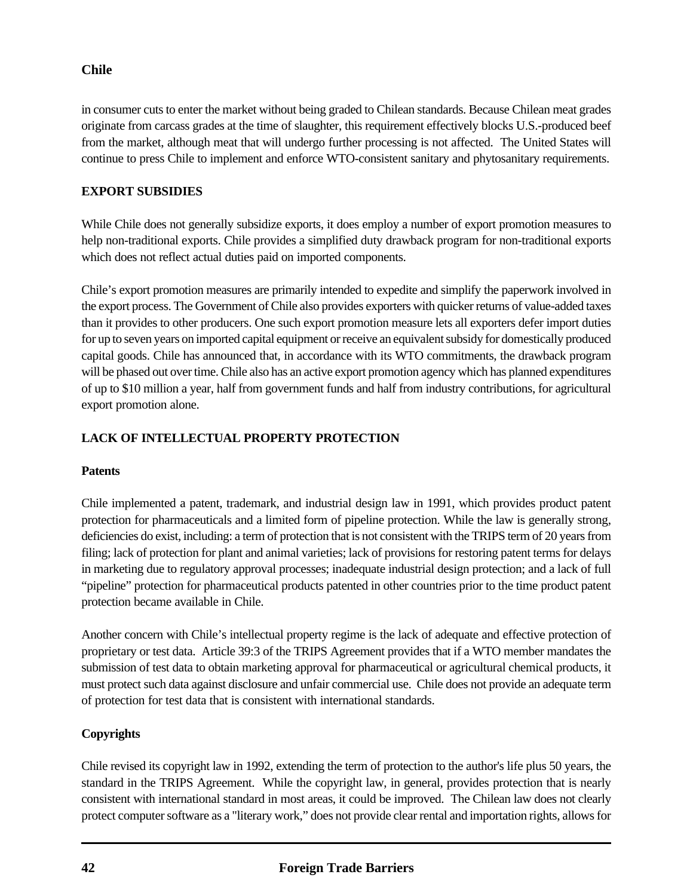in consumer cuts to enter the market without being graded to Chilean standards. Because Chilean meat grades originate from carcass grades at the time of slaughter, this requirement effectively blocks U.S.-produced beef from the market, although meat that will undergo further processing is not affected. The United States will continue to press Chile to implement and enforce WTO-consistent sanitary and phytosanitary requirements.

## EXPORT SUBSIDIES

While Chile does not generally subsidize exports, it does employ a number of export promotion measures to help non-traditional exports. Chile provides a simplified duty drawback program for non-traditional exports which does not reflect actual duties paid on imported components.

Chile's export promotion measures are primarily intended to expedite and simplify the paperwork involved in the export process. The Government of Chile also provides exporters with quicker returns of value-added taxes than it provides to other producers. One such export promotion measure lets all exporters defer import duties for up to seven years on imported capital equipment or receive an equivalent subsidy for domestically produced capital goods. Chile has announced that, in accordance with its WTO commitments, the drawback program will be phased out over time. Chile also has an active export promotion agency which has planned expenditures of up to $10 million a year, half from government funds and half from industry contributions, for agricultural export promotion alone.

## LACK OF INTELLECTUAL PROPERTY PROTECTION

### Patents

Chile implemented a patent, trademark, and industrial design law in 1991, which provides product patent protection for pharmaceuticals and a limited form of pipeline protection. While the law is generally strong, deficiencies do exist, including: a term of protection that is not consistent with the TRIPS term of 20 years from filing; lack of protection for plant and animal varieties; lack of provisions for restoring patent terms for delays in marketing due to regulatory approval processes; inadequate industrial design protection; and a lack of full "pipeline" protection for pharmaceutical products patented in other countries prior to the time product patent protection became available in Chile.

Another concern with Chile's intellectual property regime is the lack of adequate and effective protection of proprietary or test data. Article 39:3 of the TRIPS Agreement provides that if a WTO member mandates the submission of test data to obtain marketing approval for pharmaceutical or agricultural chemical products, it must protect such data against disclosure and unfair commercial use. Chile does not provide an adequate term of protection for test data that is consistent with international standards.

### Copyrights

Chile revised its copyright law in 1992, extending the term of protection to the author's life plus 50 years, the standard in the TRIPS Agreement. While the copyright law, in general, provides protection that is nearly consistent with international standard in most areas, it could be improved. The Chilean law does not clearly protect computer software as a "literary work," does not provide clear rental and importation rights, allows for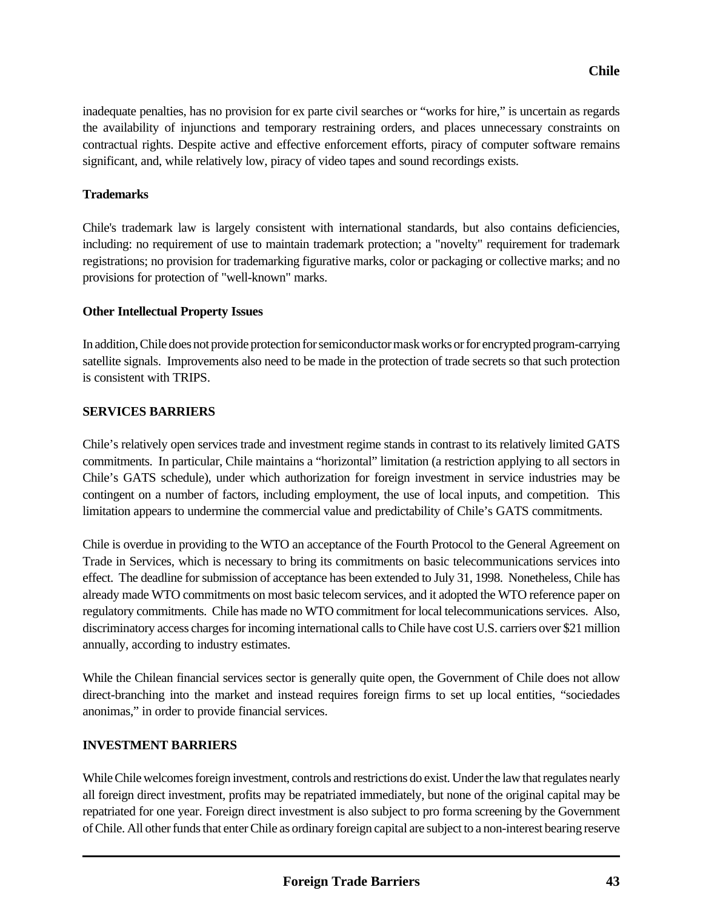inadequate penalties, has no provision for ex parte civil searches or "works for hire," is uncertain as regards the availability of injunctions and temporary restraining orders, and places unnecessary constraints on contractual rights. Despite active and effective enforcement efforts, piracy of computer software remains significant, and, while relatively low, piracy of video tapes and sound recordings exists.

**Trademarks**

Chile's trademark law is largely consistent with international standards, but also contains deficiencies, including: no requirement of use to maintain trademark protection; a "novelty" requirement for trademark registrations; no provision for trademarking figurative marks, color or packaging or collective marks; and no provisions for protection of "well-known" marks.

**Other Intellectual Property Issues**

In addition, Chile does not provide protection for semiconductor mask works or for encrypted program-carrying satellite signals. Improvements also need to be made in the protection of trade secrets so that such protection is consistent with TRIPS.

## SERVICES BARRIERS

Chile's relatively open services trade and investment regime stands in contrast to its relatively limited GATS commitments. In particular, Chile maintains a "horizontal" limitation (a restriction applying to all sectors in Chile's GATS schedule), under which authorization for foreign investment in service industries may be contingent on a number of factors, including employment, the use of local inputs, and competition. This limitation appears to undermine the commercial value and predictability of Chile's GATS commitments.

Chile is overdue in providing to the WTO an acceptance of the Fourth Protocol to the General Agreement on Trade in Services, which is necessary to bring its commitments on basic telecommunications services into effect. The deadline for submission of acceptance has been extended to July 31, 1998. Nonetheless, Chile has already made WTO commitments on most basic telecom services, and it adopted the WTO reference paper on regulatory commitments. Chile has made no WTO commitment for local telecommunications services. Also, discriminatory access charges for incoming international calls to Chile have cost U.S. carriers over $21 million annually, according to industry estimates.

While the Chilean financial services sector is generally quite open, the Government of Chile does not allow direct-branching into the market and instead requires foreign firms to set up local entities, "sociedades anonimas," in order to provide financial services.

## INVESTMENT BARRIERS

While Chile welcomes foreign investment, controls and restrictions do exist. Under the law that regulates nearly all foreign direct investment, profits may be repatriated immediately, but none of the original capital may be repatriated for one year. Foreign direct investment is also subject to pro forma screening by the Government of Chile. All other funds that enter Chile as ordinary foreign capital are subject to a non-interest bearing reserve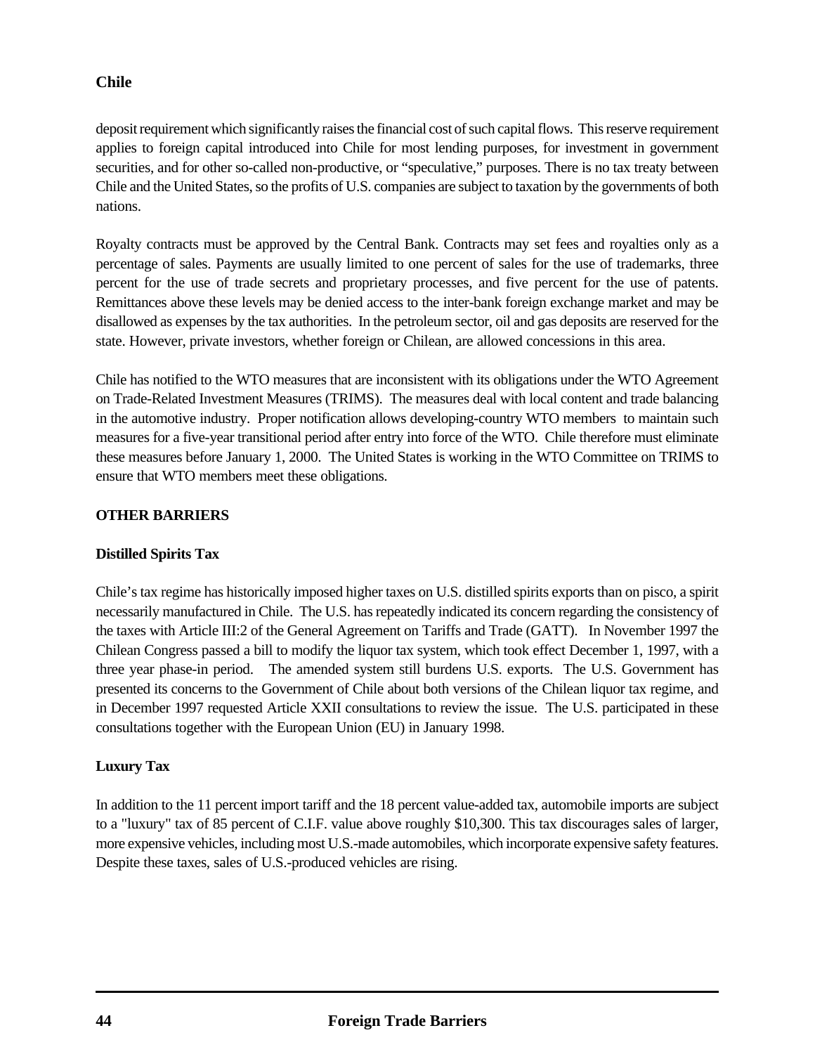deposit requirement which significantly raises the financial cost of such capital flows. This reserve requirement applies to foreign capital introduced into Chile for most lending purposes, for investment in government securities, and for other so-called non-productive, or "speculative," purposes. There is no tax treaty between Chile and the United States, so the profits of U.S. companies are subject to taxation by the governments of both nations.

Royalty contracts must be approved by the Central Bank. Contracts may set fees and royalties only as a percentage of sales. Payments are usually limited to one percent of sales for the use of trademarks, three percent for the use of trade secrets and proprietary processes, and five percent for the use of patents. Remittances above these levels may be denied access to the inter-bank foreign exchange market and may be disallowed as expenses by the tax authorities. In the petroleum sector, oil and gas deposits are reserved for the state. However, private investors, whether foreign or Chilean, are allowed concessions in this area.

Chile has notified to the WTO measures that are inconsistent with its obligations under the WTO Agreement on Trade-Related Investment Measures (TRIMS). The measures deal with local content and trade balancing in the automotive industry. Proper notification allows developing-country WTO members to maintain such measures for a five-year transitional period after entry into force of the WTO. Chile therefore must eliminate these measures before January 1, 2000. The United States is working in the WTO Committee on TRIMS to ensure that WTO members meet these obligations.

## OTHER BARRIERS

### Distilled Spirits Tax

Chile's tax regime has historically imposed higher taxes on U.S. distilled spirits exports than on pisco, a spirit necessarily manufactured in Chile. The U.S. has repeatedly indicated its concern regarding the consistency of the taxes with Article III:2 of the General Agreement on Tariffs and Trade (GATT). In November 1997 the Chilean Congress passed a bill to modify the liquor tax system, which took effect December 1, 1997, with a three year phase-in period. The amended system still burdens U.S. exports. The U.S. Government has presented its concerns to the Government of Chile about both versions of the Chilean liquor tax regime, and in December 1997 requested Article XXII consultations to review the issue. The U.S. participated in these consultations together with the European Union (EU) in January 1998.

### Luxury Tax

In addition to the 11 percent import tariff and the 18 percent value-added tax, automobile imports are subject to a "luxury" tax of 85 percent of C.I.F. value above roughly $10,300. This tax discourages sales of larger, more expensive vehicles, including most U.S.-made automobiles, which incorporate expensive safety features. Despite these taxes, sales of U.S.-produced vehicles are rising.